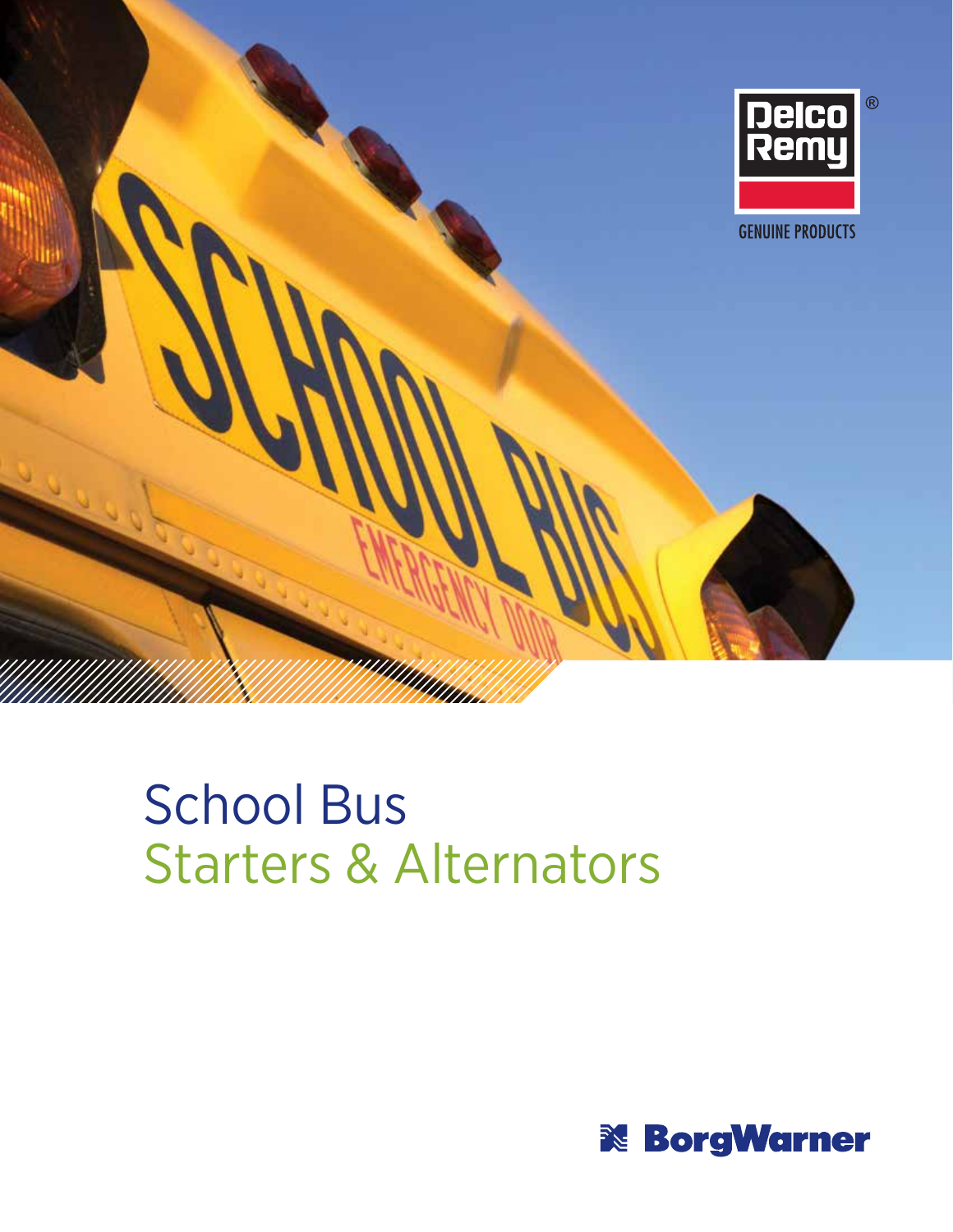Delco Remy®

GENUINE PRODUCTS

# School Bus
## Starters & Alternators

BorgWarner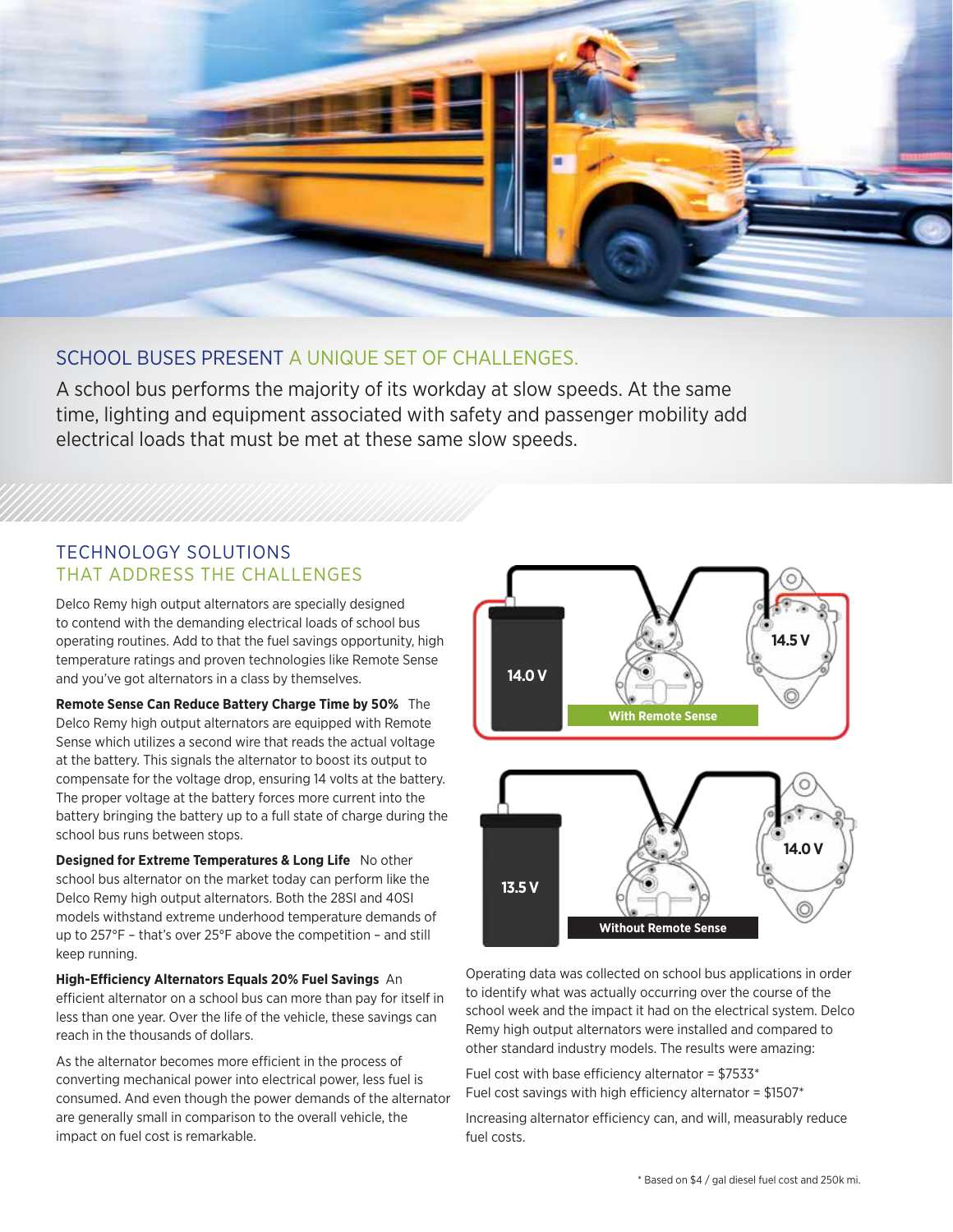## SCHOOL BUSES PRESENT A UNIQUE SET OF CHALLENGES.

A school bus performs the majority of its workday at slow speeds. At the same time, lighting and equipment associated with safety and passenger mobility add electrical loads that must be met at these same slow speeds.

## TECHNOLOGY SOLUTIONS THAT ADDRESS THE CHALLENGES

Delco Remy high output alternators are specially designed to contend with the demanding electrical loads of school bus operating routines. Add to that the fuel savings opportunity, high temperature ratings and proven technologies like Remote Sense and you've got alternators in a class by themselves.

**Remote Sense Can Reduce Battery Charge Time by 50%** The Delco Remy high output alternators are equipped with Remote Sense which utilizes a second wire that reads the actual voltage at the battery. This signals the alternator to boost its output to compensate for the voltage drop, ensuring 14 volts at the battery. The proper voltage at the battery forces more current into the battery bringing the battery up to a full state of charge during the school bus runs between stops.

**Designed for Extreme Temperatures & Long Life** No other school bus alternator on the market today can perform like the Delco Remy high output alternators. Both the 28SI and 40SI models withstand extreme underhood temperature demands of up to 257°F – that's over 25°F above the competition – and still keep running.

**High-Efficiency Alternators Equals 20% Fuel Savings** An efficient alternator on a school bus can more than pay for itself in less than one year. Over the life of the vehicle, these savings can reach in the thousands of dollars.

As the alternator becomes more efficient in the process of converting mechanical power into electrical power, less fuel is consumed. And even though the power demands of the alternator are generally small in comparison to the overall vehicle, the impact on fuel cost is remarkable.

14.0 V — 14.5 V — With Remote Sense

13.5 V — 14.0 V — Without Remote Sense

Operating data was collected on school bus applications in order to identify what was actually occurring over the course of the school week and the impact it had on the electrical system. Delco Remy high output alternators were installed and compared to other standard industry models. The results were amazing:

Fuel cost with base efficiency alternator = $7533*
Fuel cost savings with high efficiency alternator = $1507*

Increasing alternator efficiency can, and will, measurably reduce fuel costs.

* Based on $4 / gal diesel fuel cost and 250k mi.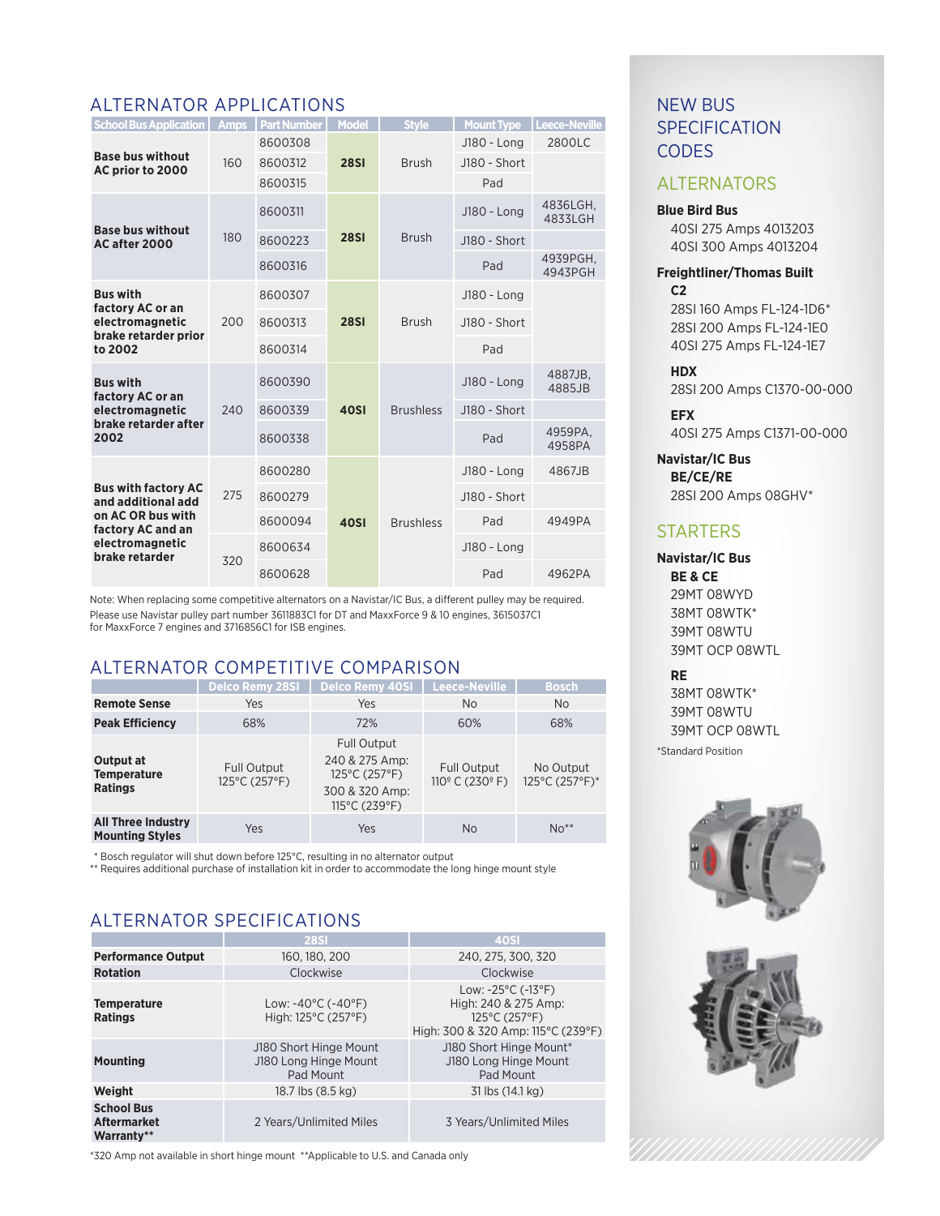## ALTERNATOR APPLICATIONS

| School Bus Application | Amps | Part Number | Model | Style | Mount Type | Leece-Neville |
|---|---|---|---|---|---|---|
| **Base bus without AC prior to 2000** | 160 | 8600308 | **28SI** | Brush | J180 - Long | 2800LC |
| | | 8600312 | | | J180 - Short | |
| | | 8600315 | | | Pad | |
| **Base bus without AC after 2000** | 180 | 8600311 | **28SI** | Brush | J180 - Long | 4836LGH, 4833LGH |
| | | 8600223 | | | J180 - Short | |
| | | 8600316 | | | Pad | 4939PGH, 4943PGH |
| **Bus with factory AC or an electromagnetic brake retarder prior to 2002** | 200 | 8600307 | **28SI** | Brush | J180 - Long | |
| | | 8600313 | | | J180 - Short | |
| | | 8600314 | | | Pad | |
| **Bus with factory AC or an electromagnetic brake retarder after 2002** | 240 | 8600390 | **40SI** | Brushless | J180 - Long | 4887JB, 4885JB |
| | | 8600339 | | | J180 - Short | |
| | | 8600338 | | | Pad | 4959PA, 4958PA |
| **Bus with factory AC and additional add on AC OR bus with factory AC and an electromagnetic brake retarder** | 275 | 8600280 | **40SI** | Brushless | J180 - Long | 4867JB |
| | | 8600279 | | | J180 - Short | |
| | | 8600094 | | | Pad | 4949PA |
| | 320 | 8600634 | | | J180 - Long | |
| | | 8600628 | | | Pad | 4962PA |

Note: When replacing some competitive alternators on a Navistar/IC Bus, a different pulley may be required. Please use Navistar pulley part number 3611883C1 for DT and MaxxForce 9 & 10 engines, 3615037C1 for MaxxForce 7 engines and 3716856C1 for ISB engines.

## ALTERNATOR COMPETITIVE COMPARISON

| | Delco Remy 28SI | Delco Remy 40SI | Leece-Neville | Bosch |
|---|---|---|---|---|
| **Remote Sense** | Yes | Yes | No | No |
| **Peak Efficiency** | 68% | 72% | 60% | 68% |
| **Output at Temperature Ratings** | Full Output 125°C (257°F) | Full Output 240 & 275 Amp: 125°C (257°F) 300 & 320 Amp: 115°C (239°F) | Full Output 110° C (230° F) | No Output 125°C (257°F)* |
| **All Three Industry Mounting Styles** | Yes | Yes | No | No** |

\* Bosch regulator will shut down before 125°C, resulting in no alternator output
** Requires additional purchase of installation kit in order to accommodate the long hinge mount style

## ALTERNATOR SPECIFICATIONS

| | 28SI | 40SI |
|---|---|---|
| **Performance Output** | 160, 180, 200 | 240, 275, 300, 320 |
| **Rotation** | Clockwise | Clockwise |
| **Temperature Ratings** | Low: -40°C (-40°F) High: 125°C (257°F) | Low: -25°C (-13°F) High: 240 & 275 Amp: 125°C (257°F) High: 300 & 320 Amp: 115°C (239°F) |
| **Mounting** | J180 Short Hinge Mount J180 Long Hinge Mount Pad Mount | J180 Short Hinge Mount* J180 Long Hinge Mount Pad Mount |
| **Weight** | 18.7 lbs (8.5 kg) | 31 lbs (14.1 kg) |
| **School Bus Aftermarket Warranty**** | 2 Years/Unlimited Miles | 3 Years/Unlimited Miles |

*320 Amp not available in short hinge mount **Applicable to U.S. and Canada only

## NEW BUS SPECIFICATION CODES

### ALTERNATORS

**Blue Bird Bus**
- 40SI 275 Amps 4013203
- 40SI 300 Amps 4013204

**Freightliner/Thomas Built**

**C2**
- 28SI 160 Amps FL-124-1D6*
- 28SI 200 Amps FL-124-1E0
- 40SI 275 Amps FL-124-1E7

**HDX**
- 28SI 200 Amps C1370-00-000

**EFX**
- 40SI 275 Amps C1371-00-000

**Navistar/IC Bus**

**BE/CE/RE**
- 28SI 200 Amps 08GHV*

### STARTERS

**Navistar/IC Bus**

**BE & CE**
- 29MT 08WYD
- 38MT 08WTK*
- 39MT 08WTU
- 39MT OCP 08WTL

**RE**
- 38MT 08WTK*
- 39MT 08WTU
- 39MT OCP 08WTL

*Standard Position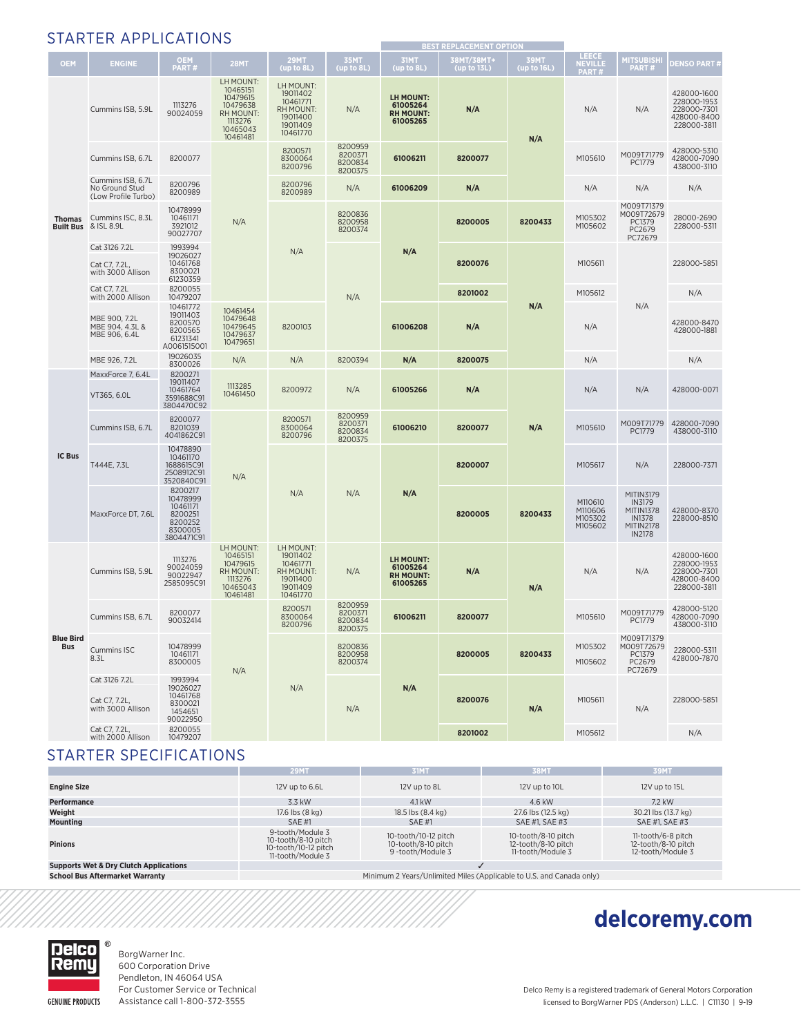## STARTER APPLICATIONS

| OEM | ENGINE | OEM PART # | 28MT | 29MT (up to 8L) | 35MT (up to 8L) | BEST REPLACEMENT OPTION 31MT (up to 8L) | 38MT/38MT+ (up to 13L) | 39MT (up to 16L) | LEECE NEVILLE PART # | MITSUBISHI PART # | DENSO PART # |
|---|---|---|---|---|---|---|---|---|---|---|---|
| Thomas Built Bus | Cummins ISB, 5.9L | 1113276 90024059 | LH MOUNT: 10465151 10479615 10479638 RH MOUNT: 1113276 10465043 10461481 | LH MOUNT: 19011402 10461771 RH MOUNT: 19011400 19011409 10461770 | N/A | **LH MOUNT: 61005264 RH MOUNT: 61005265** | **N/A** | **N/A** | N/A | N/A | 428000-1600 228000-1953 228000-7301 428000-8400 228000-3811 |
| | Cummins ISB, 6.7L | 8200077 | N/A | 8200571 8300064 8200796 | 8200959 8200371 8200834 8200375 | **61006211** | **8200077** | **N/A** | M105610 | M009T71779 PC1779 | 428000-5310 428000-7090 438000-3110 |
| | Cummins ISB, 6.7L No Ground Stud (Low Profile Turbo) | 8200796 8200989 | N/A | 8200796 8200989 | N/A | **61006209** | **N/A** | **N/A** | N/A | N/A | N/A |
| | Cummins ISC, 8.3L & ISL 8.9L | 10478999 10461171 3921012 90027707 | N/A | N/A | 8200836 8200958 8200374 | **N/A** | **8200005** | **8200433** | M105302 M105602 | M009T71379 M009T72679 PC1379 PC2679 PC72679 | 28000-2690 228000-5311 |
| | Cat 3126 7.2L / Cat C7, 7.2L, with 3000 Allison | 1993994 19026027 10461768 8300021 61230359 | N/A | N/A | N/A | **N/A** | **8200076** | **N/A** | M105611 | N/A | 228000-5851 |
| | Cat C7, 7.2L with 2000 Allison | 8200055 10479207 | N/A | N/A | N/A | **N/A** | **8201002** | **N/A** | M105612 | N/A | N/A |
| | MBE 900, 7.2L MBE 904, 4.3L & MBE 906, 6.4L | 10461772 19011403 8200570 8200565 61231341 A0061515001 | 10461454 10479648 10479645 10479637 10479651 | 8200103 | N/A | **61006208** | **N/A** | **N/A** | N/A | N/A | 428000-8470 428000-1881 |
| | MBE 926, 7.2L | 19026035 8300026 | N/A | N/A | 8200394 | **N/A** | **8200075** | **N/A** | N/A | N/A | N/A |
| IC Bus | MaxxForce 7, 6.4L / VT365, 6.0L | 8200271 19011407 10461764 3591688C91 3804470C92 | 1113285 10461450 | 8200972 | N/A | **61005266** | **N/A** | **N/A** | N/A | N/A | 428000-0071 |
| | Cummins ISB, 6.7L | 8200077 8201039 4041862C91 | N/A | 8200571 8300064 8200796 | 8200959 8200371 8200834 8200375 | **61006210** | **8200077** | **N/A** | M105610 | M009T71779 PC1779 | 428000-7090 438000-3110 |
| | T444E, 7.3L | 10478890 10461170 1688615C91 2508912C91 3520840C91 | N/A | N/A | N/A | **N/A** | **8200007** | **N/A** | M105617 | N/A | 228000-7371 |
| | MaxxForce DT, 7.6L | 8200217 10478999 10461171 8200251 8200252 8300005 3804471C91 | N/A | N/A | N/A | **N/A** | **8200005** | **8200433** | M110610 M110606 M105302 M105602 | MITIN3179 IN3179 MITIN1378 IN1378 MITIN2178 IN2178 | 428000-8370 228000-8510 |
| Blue Bird Bus | Cummins ISB, 5.9L | 1113276 90024059 90022947 2585095C91 | LH MOUNT: 10465151 10479615 10479638 RH MOUNT: 1113276 10465043 10461481 | LH MOUNT: 19011402 10461771 RH MOUNT: 19011400 19011409 10461770 | N/A | **LH MOUNT: 61005264 RH MOUNT: 61005265** | **N/A** | **N/A** | N/A | N/A | 428000-1600 228000-1953 228000-7301 428000-8400 228000-3811 |
| | Cummins ISB, 6.7L | 8200077 90032414 | N/A | 8200571 8300064 8200796 | 8200959 8200371 8200834 8200375 | **61006211** | **8200077** | **N/A** | M105610 | M009T71779 PC1779 | 428000-5120 428000-7090 438000-3110 |
| | Cummins ISC 8.3L | 10478999 10461171 8300005 | N/A | N/A | 8200836 8200958 8200374 | **N/A** | **8200005** | **8200433** | M105302 M105602 | M009T71379 M009T72679 PC1379 PC2679 PC72679 | 228000-5311 428000-7870 |
| | Cat 3126 7.2L / Cat C7, 7.2L, with 3000 Allison | 1993994 19026027 10461768 8300021 1454651 90022950 | N/A | N/A | N/A | **N/A** | **8200076** | **N/A** | M105611 | N/A | 228000-5851 |
| | Cat C7, 7.2L, with 2000 Allison | 8200055 10479207 | N/A | N/A | N/A | **N/A** | **8201002** | **N/A** | M105612 | N/A | N/A |

## STARTER SPECIFICATIONS

| | 29MT | 31MT | 38MT | 39MT |
|---|---|---|---|---|
| **Engine Size** | 12V up to 6.6L | 12V up to 8L | 12V up to 10L | 12V up to 15L |
| **Performance** | 3.3 kW | 4.1 kW | 4.6 kW | 7.2 kW |
| **Weight** | 17.6 lbs (8 kg) | 18.5 lbs (8.4 kg) | 27.6 lbs (12.5 kg) | 30.21 lbs (13.7 kg) |
| **Mounting** | SAE #1 | SAE #1 | SAE #1, SAE #3 | SAE #1, SAE #3 |
| **Pinions** | 9-tooth/Module 3 10-tooth/8-10 pitch 10-tooth/10-12 pitch 11-tooth/Module 3 | 10-tooth/10-12 pitch 10-tooth/8-10 pitch 9-tooth/Module 3 | 10-tooth/8-10 pitch 12-tooth/8-10 pitch 11-tooth/Module 3 | 11-tooth/6-8 pitch 12-tooth/8-10 pitch 12-tooth/Module 3 |
| **Supports Wet & Dry Clutch Applications** | ✓ | | | |
| **School Bus Aftermarket Warranty** | Minimum 2 Years/Unlimited Miles (Applicable to U.S. and Canada only) | | | |

**delcoremy.com**

Delco Remy® GENUINE PRODUCTS

BorgWarner Inc.
600 Corporation Drive
Pendleton, IN 46064 USA
For Customer Service or Technical Assistance call 1-800-372-3555

Delco Remy is a registered trademark of General Motors Corporation licensed to BorgWarner PDS (Anderson) L.L.C. | C11130 | 9-19